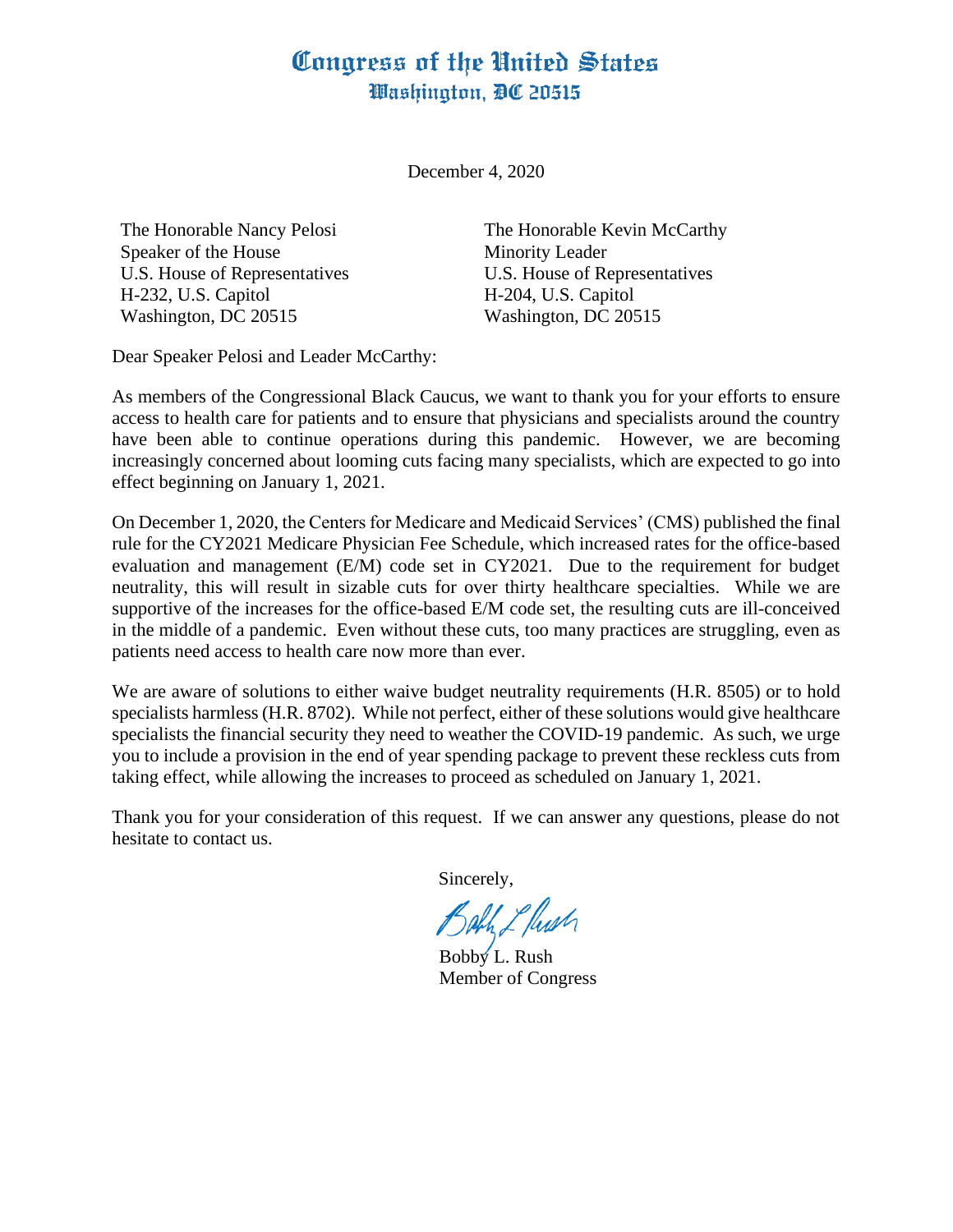# Congress of the United States
## Washington, DC 20515

December 4, 2020

The Honorable Nancy Pelosi
Speaker of the House
U.S. House of Representatives
H-232, U.S. Capitol
Washington, DC 20515

The Honorable Kevin McCarthy
Minority Leader
U.S. House of Representatives
H-204, U.S. Capitol
Washington, DC 20515

Dear Speaker Pelosi and Leader McCarthy:

As members of the Congressional Black Caucus, we want to thank you for your efforts to ensure access to health care for patients and to ensure that physicians and specialists around the country have been able to continue operations during this pandemic. However, we are becoming increasingly concerned about looming cuts facing many specialists, which are expected to go into effect beginning on January 1, 2021.

On December 1, 2020, the Centers for Medicare and Medicaid Services' (CMS) published the final rule for the CY2021 Medicare Physician Fee Schedule, which increased rates for the office-based evaluation and management (E/M) code set in CY2021. Due to the requirement for budget neutrality, this will result in sizable cuts for over thirty healthcare specialties. While we are supportive of the increases for the office-based E/M code set, the resulting cuts are ill-conceived in the middle of a pandemic. Even without these cuts, too many practices are struggling, even as patients need access to health care now more than ever.

We are aware of solutions to either waive budget neutrality requirements (H.R. 8505) or to hold specialists harmless (H.R. 8702). While not perfect, either of these solutions would give healthcare specialists the financial security they need to weather the COVID-19 pandemic. As such, we urge you to include a provision in the end of year spending package to prevent these reckless cuts from taking effect, while allowing the increases to proceed as scheduled on January 1, 2021.

Thank you for your consideration of this request. If we can answer any questions, please do not hesitate to contact us.

Sincerely,

Bobby L. Rush
Member of Congress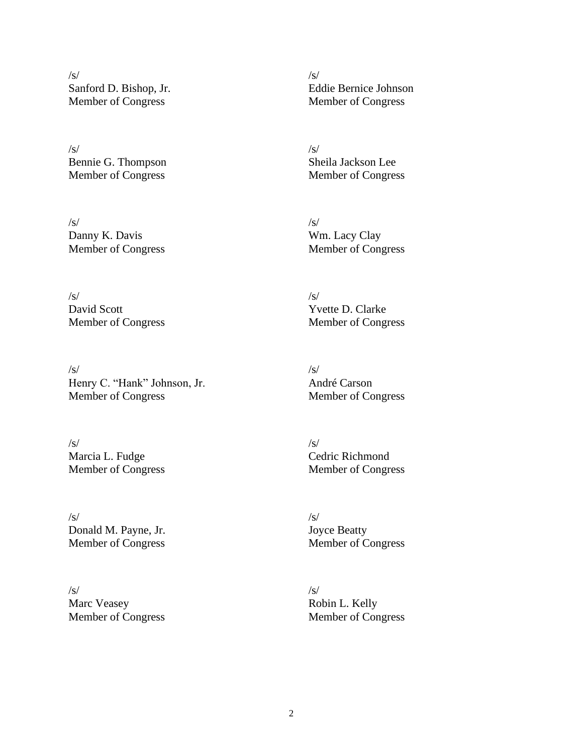/s/
Sanford D. Bishop, Jr.
Member of Congress

/s/
Eddie Bernice Johnson
Member of Congress

/s/
Bennie G. Thompson
Member of Congress

/s/
Sheila Jackson Lee
Member of Congress

/s/
Danny K. Davis
Member of Congress

/s/
Wm. Lacy Clay
Member of Congress

/s/
David Scott
Member of Congress

/s/
Yvette D. Clarke
Member of Congress

/s/
Henry C. "Hank" Johnson, Jr.
Member of Congress

/s/
André Carson
Member of Congress

/s/
Marcia L. Fudge
Member of Congress

/s/
Cedric Richmond
Member of Congress

/s/
Donald M. Payne, Jr.
Member of Congress

/s/
Joyce Beatty
Member of Congress

/s/
Marc Veasey
Member of Congress

/s/
Robin L. Kelly
Member of Congress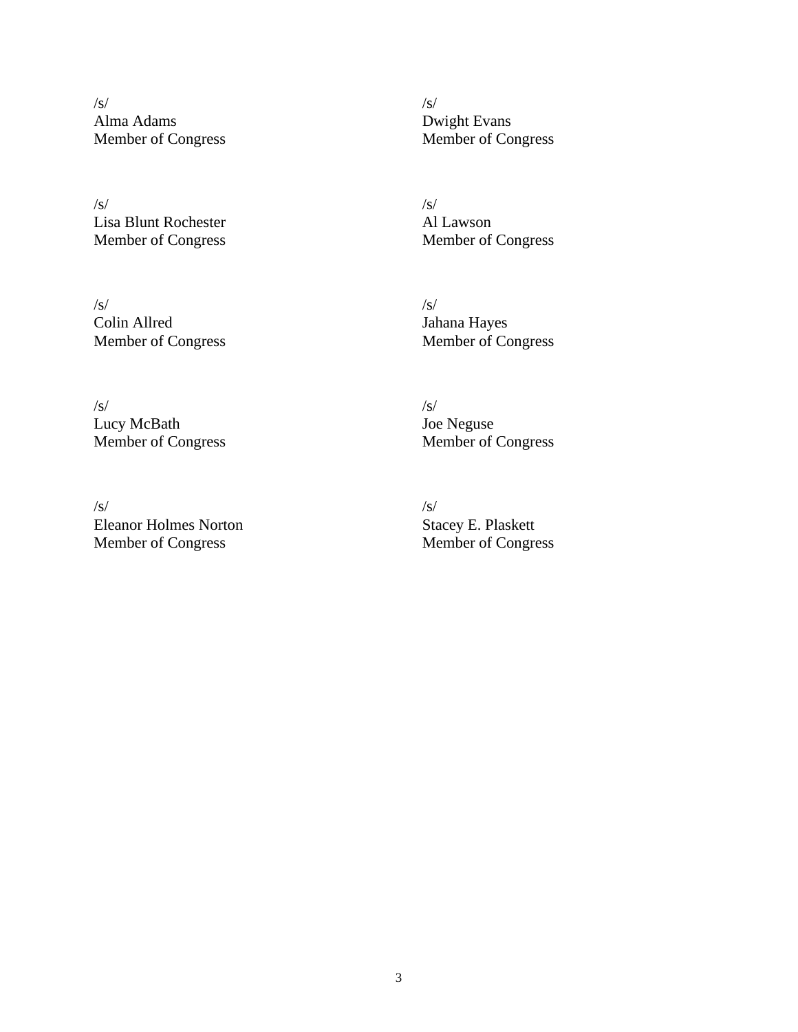/s/
Alma Adams
Member of Congress

/s/
Dwight Evans
Member of Congress

/s/
Lisa Blunt Rochester
Member of Congress

/s/
Al Lawson
Member of Congress

/s/
Colin Allred
Member of Congress

/s/
Jahana Hayes
Member of Congress

/s/
Lucy McBath
Member of Congress

/s/
Joe Neguse
Member of Congress

/s/
Eleanor Holmes Norton
Member of Congress

/s/
Stacey E. Plaskett
Member of Congress